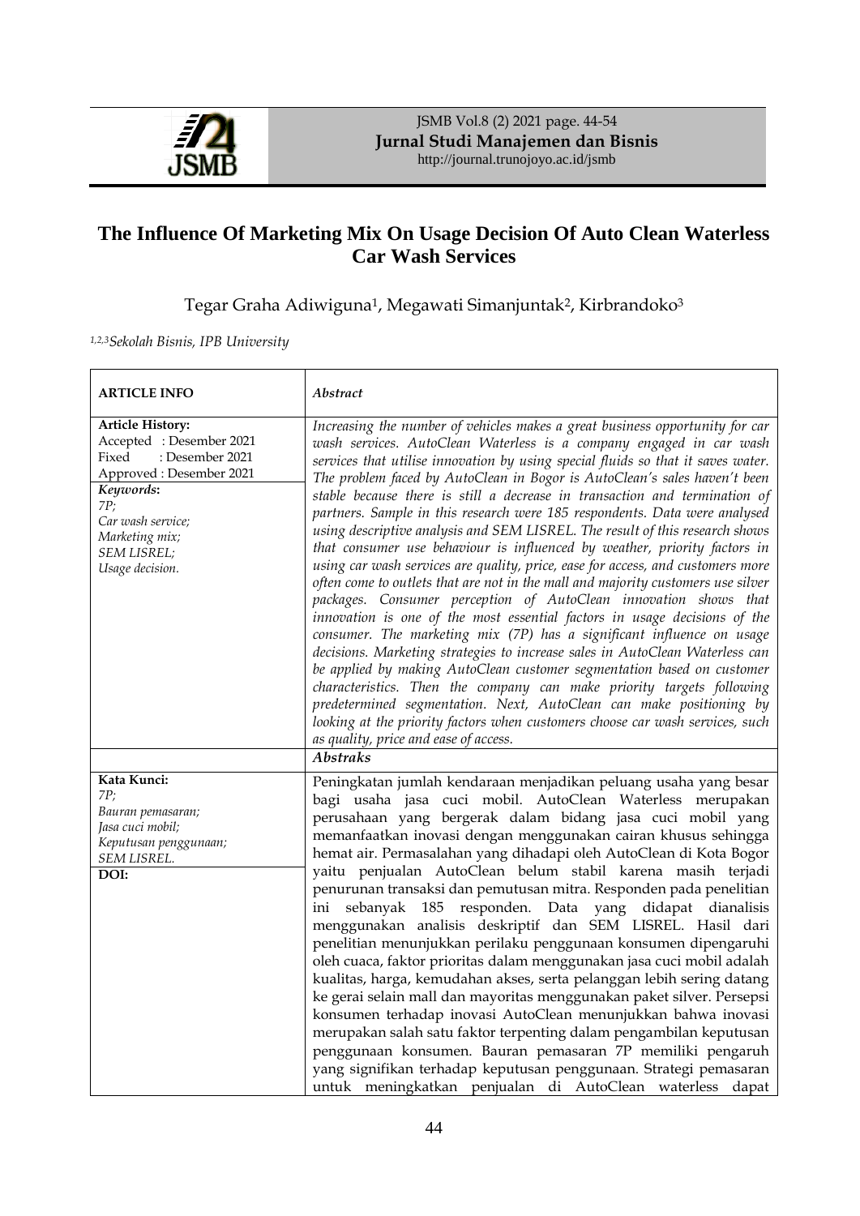# The Influence Of Marketing Mix On Usage Decision Of Auto Clean Waterless Car Wash Services

Tegar Graha Adiwiguna[1], Megawati Simanjuntak[2], Kirbrandoko[3]

[1,2,3]*Sekolah Bisnis, IPB University*

| ARTICLE INFO | *Abstract* |
|---|---|
| **Article History:**<br>Accepted : Desember 2021<br>Fixed : Desember 2021<br>Approved : Desember 2021<br>***Keywords*:**<br>*7P;*<br>*Car wash service;*<br>*Marketing mix;*<br>*SEM LISREL;*<br>*Usage decision.* | *Increasing the number of vehicles makes a great business opportunity for car wash services. AutoClean Waterless is a company engaged in car wash services that utilise innovation by using special fluids so that it saves water. The problem faced by AutoClean in Bogor is AutoClean's sales haven't been stable because there is still a decrease in transaction and termination of partners. Sample in this research were 185 respondents. Data were analysed using descriptive analysis and SEM LISREL. The result of this research shows that consumer use behaviour is influenced by weather, priority factors in using car wash services are quality, price, ease for access, and customers more often come to outlets that are not in the mall and majority customers use silver packages. Consumer perception of AutoClean innovation shows that innovation is one of the most essential factors in usage decisions of the consumer. The marketing mix (7P) has a significant influence on usage decisions. Marketing strategies to increase sales in AutoClean Waterless can be applied by making AutoClean customer segmentation based on customer characteristics. Then the company can make priority targets following predetermined segmentation. Next, AutoClean can make positioning by looking at the priority factors when customers choose car wash services, such as quality, price and ease of access.* |
| | ***Abstraks*** |
| **Kata Kunci:**<br>*7P;*<br>*Bauran pemasaran;*<br>*Jasa cuci mobil;*<br>*Keputusan penggunaan;*<br>*SEM LISREL.*<br>**DOI:** | Peningkatan jumlah kendaraan menjadikan peluang usaha yang besar bagi usaha jasa cuci mobil. AutoClean Waterless merupakan perusahaan yang bergerak dalam bidang jasa cuci mobil yang memanfaatkan inovasi dengan menggunakan cairan khusus sehingga hemat air. Permasalahan yang dihadapi oleh AutoClean di Kota Bogor yaitu penjualan AutoClean belum stabil karena masih terjadi penurunan transaksi dan pemutusan mitra. Responden pada penelitian ini sebanyak 185 responden. Data yang didapat dianalisis menggunakan analisis deskriptif dan SEM LISREL. Hasil dari penelitian menunjukkan perilaku penggunaan konsumen dipengaruhi oleh cuaca, faktor prioritas dalam menggunakan jasa cuci mobil adalah kualitas, harga, kemudahan akses, serta pelanggan lebih sering datang ke gerai selain mall dan mayoritas menggunakan paket silver. Persepsi konsumen terhadap inovasi AutoClean menunjukkan bahwa inovasi merupakan salah satu faktor terpenting dalam pengambilan keputusan penggunaan konsumen. Bauran pemasaran 7P memiliki pengaruh yang signifikan terhadap keputusan penggunaan. Strategi pemasaran untuk meningkatkan penjualan di AutoClean waterless dapat |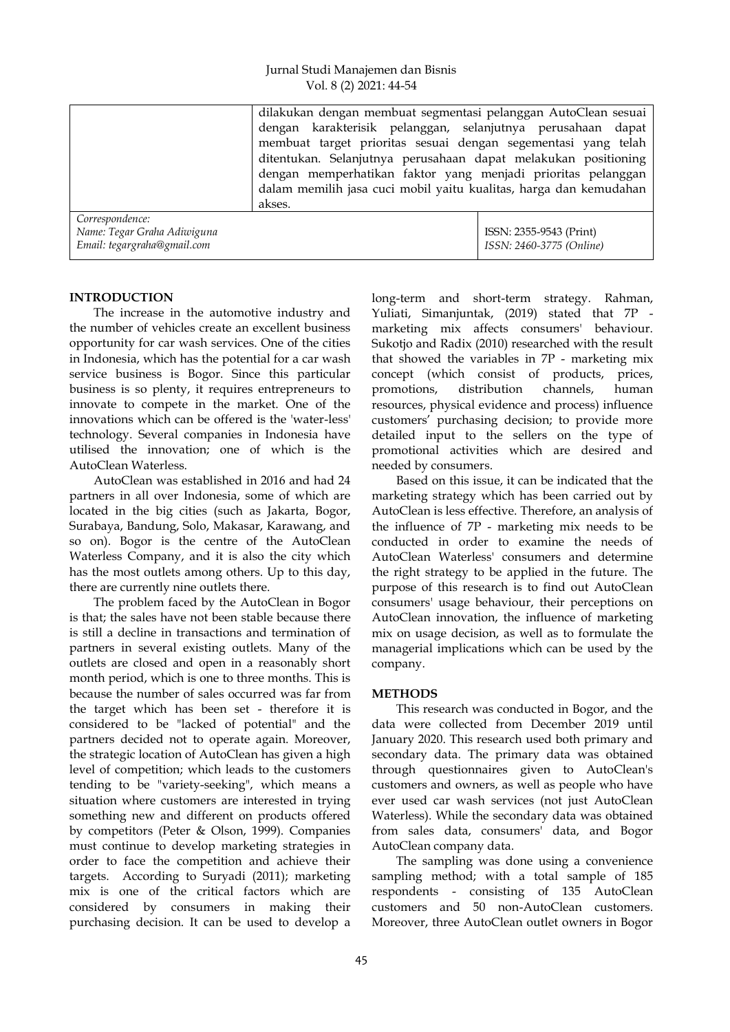| | dilakukan dengan membuat segmentasi pelanggan AutoClean sesuai dengan karakterisik pelanggan, selanjutnya perusahaan dapat membuat target prioritas sesuai dengan segementasi yang telah ditentukan. Selanjutnya perusahaan dapat melakukan positioning dengan memperhatikan faktor yang menjadi prioritas pelanggan dalam memilih jasa cuci mobil yaitu kualitas, harga dan kemudahan akses. |
|---|---|

| *Correspondence:* *Name: Tegar Graha Adiwiguna* *Email: tegargraha@gmail.com* | ISSN: 2355-9543 (Print) *ISSN: 2460-3775 (Online)* |
|---|---|

## INTRODUCTION

The increase in the automotive industry and the number of vehicles create an excellent business opportunity for car wash services. One of the cities in Indonesia, which has the potential for a car wash service business is Bogor. Since this particular business is so plenty, it requires entrepreneurs to innovate to compete in the market. One of the innovations which can be offered is the 'water-less' technology. Several companies in Indonesia have utilised the innovation; one of which is the AutoClean Waterless.

AutoClean was established in 2016 and had 24 partners in all over Indonesia, some of which are located in the big cities (such as Jakarta, Bogor, Surabaya, Bandung, Solo, Makasar, Karawang, and so on). Bogor is the centre of the AutoClean Waterless Company, and it is also the city which has the most outlets among others. Up to this day, there are currently nine outlets there.

The problem faced by the AutoClean in Bogor is that; the sales have not been stable because there is still a decline in transactions and termination of partners in several existing outlets. Many of the outlets are closed and open in a reasonably short month period, which is one to three months. This is because the number of sales occurred was far from the target which has been set - therefore it is considered to be "lacked of potential" and the partners decided not to operate again. Moreover, the strategic location of AutoClean has given a high level of competition; which leads to the customers tending to be "variety-seeking", which means a situation where customers are interested in trying something new and different on products offered by competitors (Peter & Olson, 1999). Companies must continue to develop marketing strategies in order to face the competition and achieve their targets. According to Suryadi (2011); marketing mix is one of the critical factors which are considered by consumers in making their purchasing decision. It can be used to develop a long-term and short-term strategy. Rahman, Yuliati, Simanjuntak, (2019) stated that 7P - marketing mix affects consumers' behaviour. Sukotjo and Radix (2010) researched with the result that showed the variables in 7P - marketing mix concept (which consist of products, prices, promotions, distribution channels, human resources, physical evidence and process) influence customers' purchasing decision; to provide more detailed input to the sellers on the type of promotional activities which are desired and needed by consumers.

Based on this issue, it can be indicated that the marketing strategy which has been carried out by AutoClean is less effective. Therefore, an analysis of the influence of 7P - marketing mix needs to be conducted in order to examine the needs of AutoClean Waterless' consumers and determine the right strategy to be applied in the future. The purpose of this research is to find out AutoClean consumers' usage behaviour, their perceptions on AutoClean innovation, the influence of marketing mix on usage decision, as well as to formulate the managerial implications which can be used by the company.

## METHODS

This research was conducted in Bogor, and the data were collected from December 2019 until January 2020. This research used both primary and secondary data. The primary data was obtained through questionnaires given to AutoClean's customers and owners, as well as people who have ever used car wash services (not just AutoClean Waterless). While the secondary data was obtained from sales data, consumers' data, and Bogor AutoClean company data.

The sampling was done using a convenience sampling method; with a total sample of 185 respondents - consisting of 135 AutoClean customers and 50 non-AutoClean customers. Moreover, three AutoClean outlet owners in Bogor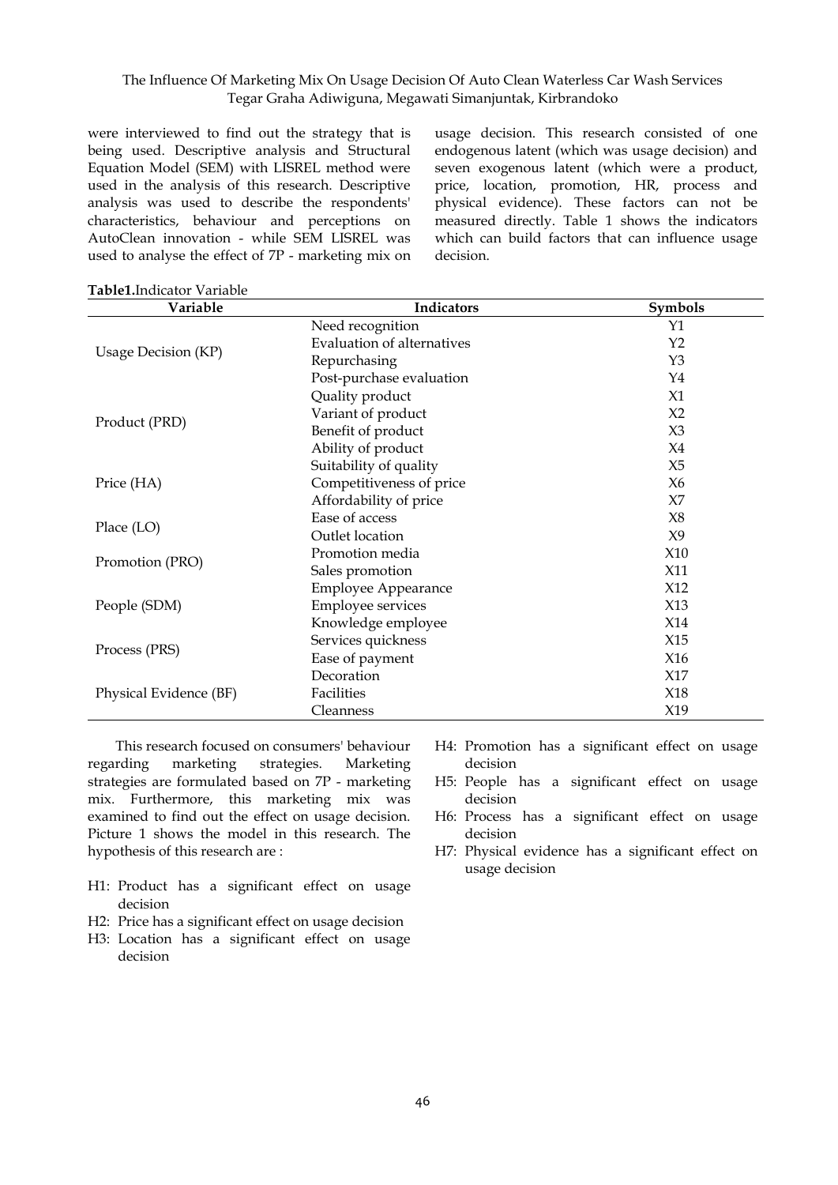were interviewed to find out the strategy that is being used. Descriptive analysis and Structural Equation Model (SEM) with LISREL method were used in the analysis of this research. Descriptive analysis was used to describe the respondents' characteristics, behaviour and perceptions on AutoClean innovation - while SEM LISREL was used to analyse the effect of 7P - marketing mix on usage decision. This research consisted of one endogenous latent (which was usage decision) and seven exogenous latent (which were a product, price, location, promotion, HR, process and physical evidence). These factors can not be measured directly. Table 1 shows the indicators which can build factors that can influence usage decision.

**Table1.**Indicator Variable

| Variable | Indicators | Symbols |
|---|---|---|
| Usage Decision (KP) | Need recognition | Y1 |
| | Evaluation of alternatives | Y2 |
| | Repurchasing | Y3 |
| | Post-purchase evaluation | Y4 |
| Product (PRD) | Quality product | X1 |
| | Variant of product | X2 |
| | Benefit of product | X3 |
| | Ability of product | X4 |
| Price (HA) | Suitability of quality | X5 |
| | Competitiveness of price | X6 |
| | Affordability of price | X7 |
| Place (LO) | Ease of access | X8 |
| | Outlet location | X9 |
| Promotion (PRO) | Promotion media | X10 |
| | Sales promotion | X11 |
| People (SDM) | Employee Appearance | X12 |
| | Employee services | X13 |
| | Knowledge employee | X14 |
| Process (PRS) | Services quickness | X15 |
| | Ease of payment | X16 |
| Physical Evidence (BF) | Decoration | X17 |
| | Facilities | X18 |
| | Cleanness | X19 |

This research focused on consumers' behaviour regarding marketing strategies. Marketing strategies are formulated based on 7P - marketing mix. Furthermore, this marketing mix was examined to find out the effect on usage decision. Picture 1 shows the model in this research. The hypothesis of this research are :

- H1: Product has a significant effect on usage decision
- H2: Price has a significant effect on usage decision
- H3: Location has a significant effect on usage decision
- H4: Promotion has a significant effect on usage decision
- H5: People has a significant effect on usage decision
- H6: Process has a significant effect on usage decision
- H7: Physical evidence has a significant effect on usage decision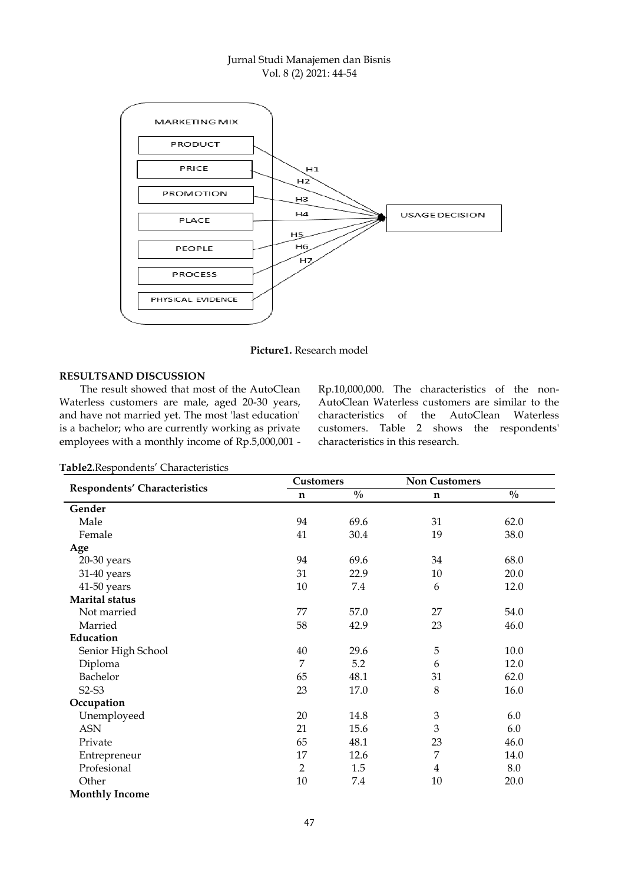**Picture1.** Research model

## RESULTSAND DISCUSSION

The result showed that most of the AutoClean Waterless customers are male, aged 20-30 years, and have not married yet. The most 'last education' is a bachelor; who are currently working as private employees with a monthly income of Rp.5,000,001 - Rp.10,000,000. The characteristics of the non-AutoClean Waterless customers are similar to the characteristics of the AutoClean Waterless customers. Table 2 shows the respondents' characteristics in this research.

**Table2.**Respondents' Characteristics

| Respondents' Characteristics | Customers | | Non Customers | |
|---|---|---|---|---|
| | n | % | n | % |
| **Gender** | | | | |
| Male | 94 | 69.6 | 31 | 62.0 |
| Female | 41 | 30.4 | 19 | 38.0 |
| **Age** | | | | |
| 20-30 years | 94 | 69.6 | 34 | 68.0 |
| 31-40 years | 31 | 22.9 | 10 | 20.0 |
| 41-50 years | 10 | 7.4 | 6 | 12.0 |
| **Marital status** | | | | |
| Not married | 77 | 57.0 | 27 | 54.0 |
| Married | 58 | 42.9 | 23 | 46.0 |
| **Education** | | | | |
| Senior High School | 40 | 29.6 | 5 | 10.0 |
| Diploma | 7 | 5.2 | 6 | 12.0 |
| Bachelor | 65 | 48.1 | 31 | 62.0 |
| S2-S3 | 23 | 17.0 | 8 | 16.0 |
| **Occupation** | | | | |
| Unemployeed | 20 | 14.8 | 3 | 6.0 |
| ASN | 21 | 15.6 | 3 | 6.0 |
| Private | 65 | 48.1 | 23 | 46.0 |
| Entrepreneur | 17 | 12.6 | 7 | 14.0 |
| Profesional | 2 | 1.5 | 4 | 8.0 |
| Other | 10 | 7.4 | 10 | 20.0 |
| **Monthly Income** | | | | |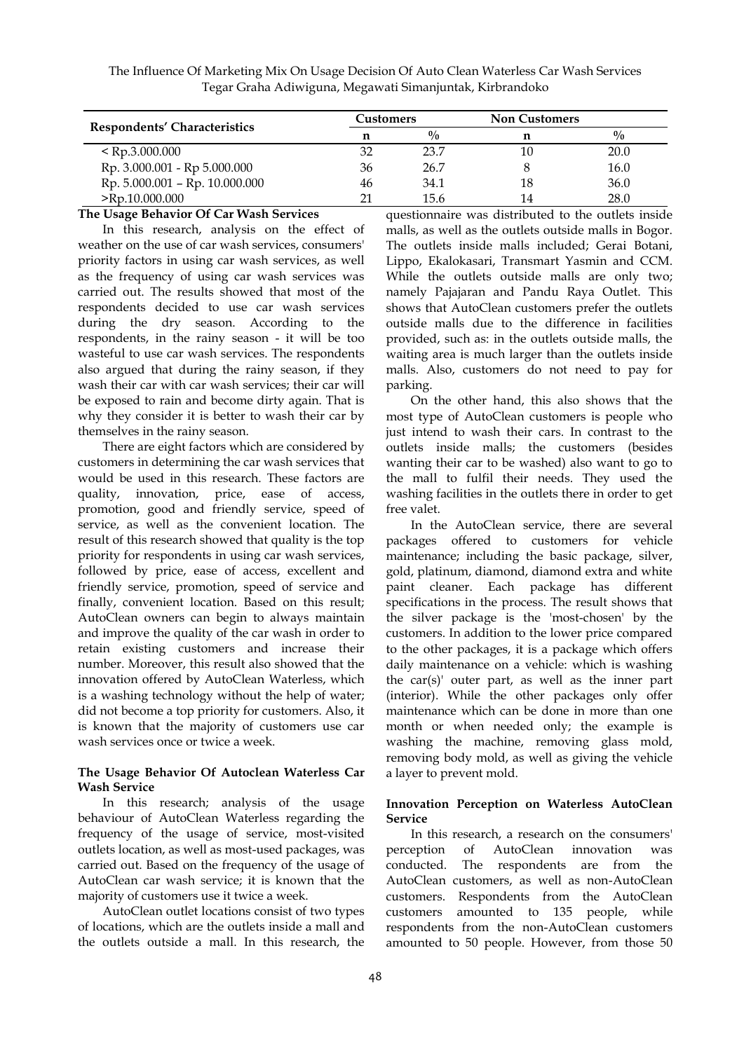| Respondents' Characteristics | Customers | | Non Customers | |
|---|---|---|---|---|
| | n | % | n | % |
| < Rp.3.000.000 | 32 | 23.7 | 10 | 20.0 |
| Rp. 3.000.001 - Rp 5.000.000 | 36 | 26.7 | 8 | 16.0 |
| Rp. 5.000.001 – Rp. 10.000.000 | 46 | 34.1 | 18 | 36.0 |
| >Rp.10.000.000 | 21 | 15.6 | 14 | 28.0 |

**The Usage Behavior Of Car Wash Services**

In this research, analysis on the effect of weather on the use of car wash services, consumers' priority factors in using car wash services, as well as the frequency of using car wash services was carried out. The results showed that most of the respondents decided to use car wash services during the dry season. According to the respondents, in the rainy season - it will be too wasteful to use car wash services. The respondents also argued that during the rainy season, if they wash their car with car wash services; their car will be exposed to rain and become dirty again. That is why they consider it is better to wash their car by themselves in the rainy season.

There are eight factors which are considered by customers in determining the car wash services that would be used in this research. These factors are quality, innovation, price, ease of access, promotion, good and friendly service, speed of service, as well as the convenient location. The result of this research showed that quality is the top priority for respondents in using car wash services, followed by price, ease of access, excellent and friendly service, promotion, speed of service and finally, convenient location. Based on this result; AutoClean owners can begin to always maintain and improve the quality of the car wash in order to retain existing customers and increase their number. Moreover, this result also showed that the innovation offered by AutoClean Waterless, which is a washing technology without the help of water; did not become a top priority for customers. Also, it is known that the majority of customers use car wash services once or twice a week.

**The Usage Behavior Of Autoclean Waterless Car Wash Service**

In this research; analysis of the usage behaviour of AutoClean Waterless regarding the frequency of the usage of service, most-visited outlets location, as well as most-used packages, was carried out. Based on the frequency of the usage of AutoClean car wash service; it is known that the majority of customers use it twice a week.

AutoClean outlet locations consist of two types of locations, which are the outlets inside a mall and the outlets outside a mall. In this research, the questionnaire was distributed to the outlets inside malls, as well as the outlets outside malls in Bogor. The outlets inside malls included; Gerai Botani, Lippo, Ekalokasari, Transmart Yasmin and CCM. While the outlets outside malls are only two; namely Pajajaran and Pandu Raya Outlet. This shows that AutoClean customers prefer the outlets outside malls due to the difference in facilities provided, such as: in the outlets outside malls, the waiting area is much larger than the outlets inside malls. Also, customers do not need to pay for parking.

On the other hand, this also shows that the most type of AutoClean customers is people who just intend to wash their cars. In contrast to the outlets inside malls; the customers (besides wanting their car to be washed) also want to go to the mall to fulfil their needs. They used the washing facilities in the outlets there in order to get free valet.

In the AutoClean service, there are several packages offered to customers for vehicle maintenance; including the basic package, silver, gold, platinum, diamond, diamond extra and white paint cleaner. Each package has different specifications in the process. The result shows that the silver package is the 'most-chosen' by the customers. In addition to the lower price compared to the other packages, it is a package which offers daily maintenance on a vehicle: which is washing the car(s)' outer part, as well as the inner part (interior). While the other packages only offer maintenance which can be done in more than one month or when needed only; the example is washing the machine, removing glass mold, removing body mold, as well as giving the vehicle a layer to prevent mold.

**Innovation Perception on Waterless AutoClean Service**

In this research, a research on the consumers' perception of AutoClean innovation was conducted. The respondents are from the AutoClean customers, as well as non-AutoClean customers. Respondents from the AutoClean customers amounted to 135 people, while respondents from the non-AutoClean customers amounted to 50 people. However, from those 50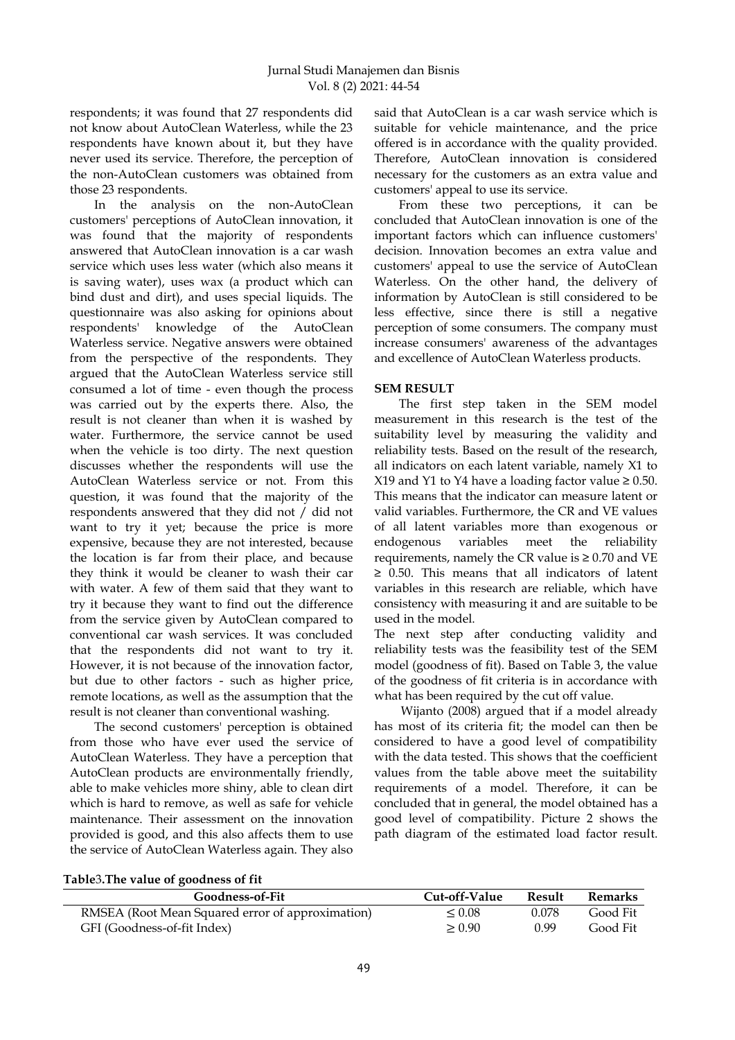respondents; it was found that 27 respondents did not know about AutoClean Waterless, while the 23 respondents have known about it, but they have never used its service. Therefore, the perception of the non-AutoClean customers was obtained from those 23 respondents.

In the analysis on the non-AutoClean customers' perceptions of AutoClean innovation, it was found that the majority of respondents answered that AutoClean innovation is a car wash service which uses less water (which also means it is saving water), uses wax (a product which can bind dust and dirt), and uses special liquids. The questionnaire was also asking for opinions about respondents' knowledge of the AutoClean Waterless service. Negative answers were obtained from the perspective of the respondents. They argued that the AutoClean Waterless service still consumed a lot of time - even though the process was carried out by the experts there. Also, the result is not cleaner than when it is washed by water. Furthermore, the service cannot be used when the vehicle is too dirty. The next question discusses whether the respondents will use the AutoClean Waterless service or not. From this question, it was found that the majority of the respondents answered that they did not / did not want to try it yet; because the price is more expensive, because they are not interested, because the location is far from their place, and because they think it would be cleaner to wash their car with water. A few of them said that they want to try it because they want to find out the difference from the service given by AutoClean compared to conventional car wash services. It was concluded that the respondents did not want to try it. However, it is not because of the innovation factor, but due to other factors - such as higher price, remote locations, as well as the assumption that the result is not cleaner than conventional washing.

The second customers' perception is obtained from those who have ever used the service of AutoClean Waterless. They have a perception that AutoClean products are environmentally friendly, able to make vehicles more shiny, able to clean dirt which is hard to remove, as well as safe for vehicle maintenance. Their assessment on the innovation provided is good, and this also affects them to use the service of AutoClean Waterless again. They also said that AutoClean is a car wash service which is suitable for vehicle maintenance, and the price offered is in accordance with the quality provided. Therefore, AutoClean innovation is considered necessary for the customers as an extra value and customers' appeal to use its service.

From these two perceptions, it can be concluded that AutoClean innovation is one of the important factors which can influence customers' decision. Innovation becomes an extra value and customers' appeal to use the service of AutoClean Waterless. On the other hand, the delivery of information by AutoClean is still considered to be less effective, since there is still a negative perception of some consumers. The company must increase consumers' awareness of the advantages and excellence of AutoClean Waterless products.

## SEM RESULT

The first step taken in the SEM model measurement in this research is the test of the suitability level by measuring the validity and reliability tests. Based on the result of the research, all indicators on each latent variable, namely X1 to X19 and Y1 to Y4 have a loading factor value ≥ 0.50. This means that the indicator can measure latent or valid variables. Furthermore, the CR and VE values of all latent variables more than exogenous or endogenous variables meet the reliability requirements, namely the CR value is ≥ 0.70 and VE ≥ 0.50. This means that all indicators of latent variables in this research are reliable, which have consistency with measuring it and are suitable to be used in the model.

The next step after conducting validity and reliability tests was the feasibility test of the SEM model (goodness of fit). Based on Table 3, the value of the goodness of fit criteria is in accordance with what has been required by the cut off value.

Wijanto (2008) argued that if a model already has most of its criteria fit; the model can then be considered to have a good level of compatibility with the data tested. This shows that the coefficient values from the table above meet the suitability requirements of a model. Therefore, it can be concluded that in general, the model obtained has a good level of compatibility. Picture 2 shows the path diagram of the estimated load factor result.

**Table3.The value of goodness of fit**

| Goodness-of-Fit | Cut-off-Value | Result | Remarks |
|---|---|---|---|
| RMSEA (Root Mean Squared error of approximation) | ≤ 0.08 | 0.078 | Good Fit |
| GFI (Goodness-of-fit Index) | ≥ 0.90 | 0.99 | Good Fit |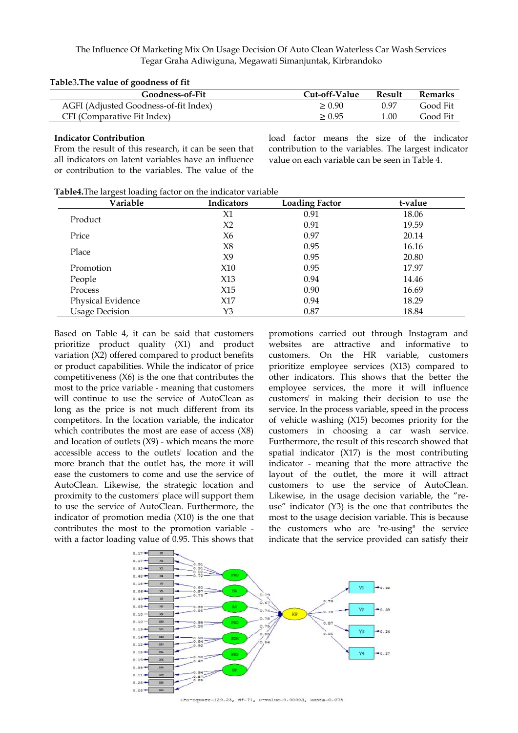**Table3.The value of goodness of fit**

| Goodness-of-Fit | Cut-off-Value | Result | Remarks |
|---|---|---|---|
| AGFI (Adjusted Goodness-of-fit Index) | ≥ 0.90 | 0.97 | Good Fit |
| CFI (Comparative Fit Index) | ≥ 0.95 | 1.00 | Good Fit |

**Indicator Contribution**

From the result of this research, it can be seen that all indicators on latent variables have an influence or contribution to the variables. The value of the load factor means the size of the indicator contribution to the variables. The largest indicator value on each variable can be seen in Table 4.

**Table4.**The largest loading factor on the indicator variable

| Variable | Indicators | Loading Factor | t-value |
|---|---|---|---|
| Product | X1 | 0.91 | 18.06 |
| | X2 | 0.91 | 19.59 |
| Price | X6 | 0.97 | 20.14 |
| Place | X8 | 0.95 | 16.16 |
| | X9 | 0.95 | 20.80 |
| Promotion | X10 | 0.95 | 17.97 |
| People | X13 | 0.94 | 14.46 |
| Process | X15 | 0.90 | 16.69 |
| Physical Evidence | X17 | 0.94 | 18.29 |
| Usage Decision | Y3 | 0.87 | 18.84 |

Based on Table 4, it can be said that customers prioritize product quality (X1) and product variation (X2) offered compared to product benefits or product capabilities. While the indicator of price competitiveness (X6) is the one that contributes the most to the price variable - meaning that customers will continue to use the service of AutoClean as long as the price is not much different from its competitors. In the location variable, the indicator which contributes the most are ease of access (X8) and location of outlets (X9) - which means the more accessible access to the outlets' location and the more branch that the outlet has, the more it will ease the customers to come and use the service of AutoClean. Likewise, the strategic location and proximity to the customers' place will support them to use the service of AutoClean. Furthermore, the indicator of promotion media (X10) is the one that contributes the most to the promotion variable - with a factor loading value of 0.95. This shows that promotions carried out through Instagram and websites are attractive and informative to customers. On the HR variable, customers prioritize employee services (X13) compared to other indicators. This shows that the better the employee services, the more it will influence customers' in making their decision to use the service. In the process variable, speed in the process of vehicle washing (X15) becomes priority for the customers in choosing a car wash service. Furthermore, the result of this research showed that spatial indicator (X17) is the most contributing indicator - meaning that the more attractive the layout of the outlet, the more it will attract customers to use the service of AutoClean. Likewise, in the usage decision variable, the "re-use" indicator (Y3) is the one that contributes the most to the usage decision variable. This is because the customers who are "re-using" the service indicate that the service provided can satisfy their

Chi-Square=129.23, df=71, P-value=0.00003, RMSEA=0.078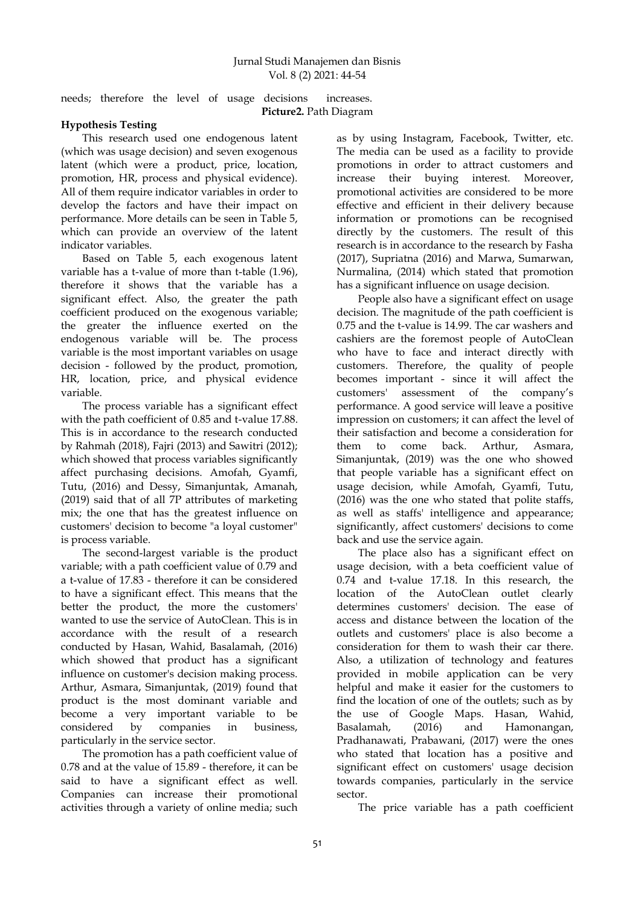needs; therefore the level of usage decisions increases.

**Picture2.** Path Diagram

**Hypothesis Testing**

This research used one endogenous latent (which was usage decision) and seven exogenous latent (which were a product, price, location, promotion, HR, process and physical evidence). All of them require indicator variables in order to develop the factors and have their impact on performance. More details can be seen in Table 5, which can provide an overview of the latent indicator variables.

Based on Table 5, each exogenous latent variable has a t-value of more than t-table (1.96), therefore it shows that the variable has a significant effect. Also, the greater the path coefficient produced on the exogenous variable; the greater the influence exerted on the endogenous variable will be. The process variable is the most important variables on usage decision - followed by the product, promotion, HR, location, price, and physical evidence variable.

The process variable has a significant effect with the path coefficient of 0.85 and t-value 17.88. This is in accordance to the research conducted by Rahmah (2018), Fajri (2013) and Sawitri (2012); which showed that process variables significantly affect purchasing decisions. Amofah, Gyamfi, Tutu, (2016) and Dessy, Simanjuntak, Amanah, (2019) said that of all 7P attributes of marketing mix; the one that has the greatest influence on customers' decision to become "a loyal customer" is process variable.

The second-largest variable is the product variable; with a path coefficient value of 0.79 and a t-value of 17.83 - therefore it can be considered to have a significant effect. This means that the better the product, the more the customers' wanted to use the service of AutoClean. This is in accordance with the result of a research conducted by Hasan, Wahid, Basalamah, (2016) which showed that product has a significant influence on customer's decision making process. Arthur, Asmara, Simanjuntak, (2019) found that product is the most dominant variable and become a very important variable to be considered by companies in business, particularly in the service sector.

The promotion has a path coefficient value of 0.78 and at the value of 15.89 - therefore, it can be said to have a significant effect as well. Companies can increase their promotional activities through a variety of online media; such as by using Instagram, Facebook, Twitter, etc. The media can be used as a facility to provide promotions in order to attract customers and increase their buying interest. Moreover, promotional activities are considered to be more effective and efficient in their delivery because information or promotions can be recognised directly by the customers. The result of this research is in accordance to the research by Fasha (2017), Supriatna (2016) and Marwa, Sumarwan, Nurmalina, (2014) which stated that promotion has a significant influence on usage decision.

People also have a significant effect on usage decision. The magnitude of the path coefficient is 0.75 and the t-value is 14.99. The car washers and cashiers are the foremost people of AutoClean who have to face and interact directly with customers. Therefore, the quality of people becomes important - since it will affect the customers' assessment of the company's performance. A good service will leave a positive impression on customers; it can affect the level of their satisfaction and become a consideration for them to come back. Arthur, Asmara, Simanjuntak, (2019) was the one who showed that people variable has a significant effect on usage decision, while Amofah, Gyamfi, Tutu, (2016) was the one who stated that polite staffs, as well as staffs' intelligence and appearance; significantly, affect customers' decisions to come back and use the service again.

The place also has a significant effect on usage decision, with a beta coefficient value of 0.74 and t-value 17.18. In this research, the location of the AutoClean outlet clearly determines customers' decision. The ease of access and distance between the location of the outlets and customers' place is also become a consideration for them to wash their car there. Also, a utilization of technology and features provided in mobile application can be very helpful and make it easier for the customers to find the location of one of the outlets; such as by the use of Google Maps. Hasan, Wahid, Basalamah, (2016) and Hamonangan, Pradhanawati, Prabawani, (2017) were the ones who stated that location has a positive and significant effect on customers' usage decision towards companies, particularly in the service sector.

The price variable has a path coefficient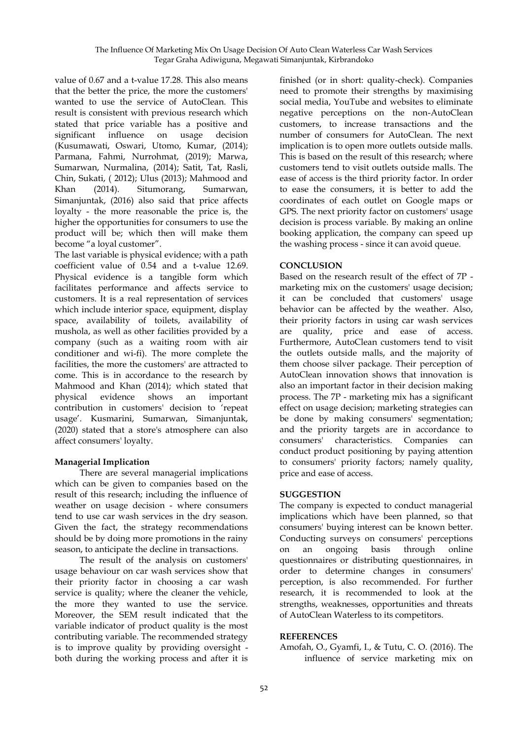value of 0.67 and a t-value 17.28. This also means that the better the price, the more the customers' wanted to use the service of AutoClean. This result is consistent with previous research which stated that price variable has a positive and significant influence on usage decision (Kusumawati, Oswari, Utomo, Kumar, (2014); Parmana, Fahmi, Nurrohmat, (2019); Marwa, Sumarwan, Nurmalina, (2014); Satit, Tat, Rasli, Chin, Sukati, ( 2012); Ulus (2013); Mahmood and Khan (2014). Situmorang, Sumarwan, Simanjuntak, (2016) also said that price affects loyalty - the more reasonable the price is, the higher the opportunities for consumers to use the product will be; which then will make them become "a loyal customer".

The last variable is physical evidence; with a path coefficient value of 0.54 and a t-value 12.69. Physical evidence is a tangible form which facilitates performance and affects service to customers. It is a real representation of services which include interior space, equipment, display space, availability of toilets, availability of mushola, as well as other facilities provided by a company (such as a waiting room with air conditioner and wi-fi). The more complete the facilities, the more the customers' are attracted to come. This is in accordance to the research by Mahmood and Khan (2014); which stated that physical evidence shows an important contribution in customers' decision to 'repeat usage'. Kusmarini, Sumarwan, Simanjuntak, (2020) stated that a store's atmosphere can also affect consumers' loyalty.

**Managerial Implication**

There are several managerial implications which can be given to companies based on the result of this research; including the influence of weather on usage decision - where consumers tend to use car wash services in the dry season. Given the fact, the strategy recommendations should be by doing more promotions in the rainy season, to anticipate the decline in transactions.

The result of the analysis on customers' usage behaviour on car wash services show that their priority factor in choosing a car wash service is quality; where the cleaner the vehicle, the more they wanted to use the service. Moreover, the SEM result indicated that the variable indicator of product quality is the most contributing variable. The recommended strategy is to improve quality by providing oversight - both during the working process and after it is finished (or in short: quality-check). Companies need to promote their strengths by maximising social media, YouTube and websites to eliminate negative perceptions on the non-AutoClean customers, to increase transactions and the number of consumers for AutoClean. The next implication is to open more outlets outside malls. This is based on the result of this research; where customers tend to visit outlets outside malls. The ease of access is the third priority factor. In order to ease the consumers, it is better to add the coordinates of each outlet on Google maps or GPS. The next priority factor on customers' usage decision is process variable. By making an online booking application, the company can speed up the washing process - since it can avoid queue.

**CONCLUSION**

Based on the research result of the effect of 7P - marketing mix on the customers' usage decision; it can be concluded that customers' usage behavior can be affected by the weather. Also, their priority factors in using car wash services are quality, price and ease of access. Furthermore, AutoClean customers tend to visit the outlets outside malls, and the majority of them choose silver package. Their perception of AutoClean innovation shows that innovation is also an important factor in their decision making process. The 7P - marketing mix has a significant effect on usage decision; marketing strategies can be done by making consumers' segmentation; and the priority targets are in accordance to consumers' characteristics. Companies can conduct product positioning by paying attention to consumers' priority factors; namely quality, price and ease of access.

**SUGGESTION**

The company is expected to conduct managerial implications which have been planned, so that consumers' buying interest can be known better. Conducting surveys on consumers' perceptions on an ongoing basis through online questionnaires or distributing questionnaires, in order to determine changes in consumers' perception, is also recommended. For further research, it is recommended to look at the strengths, weaknesses, opportunities and threats of AutoClean Waterless to its competitors.

**REFERENCES**

Amofah, O., Gyamfi, I., & Tutu, C. O. (2016). The influence of service marketing mix on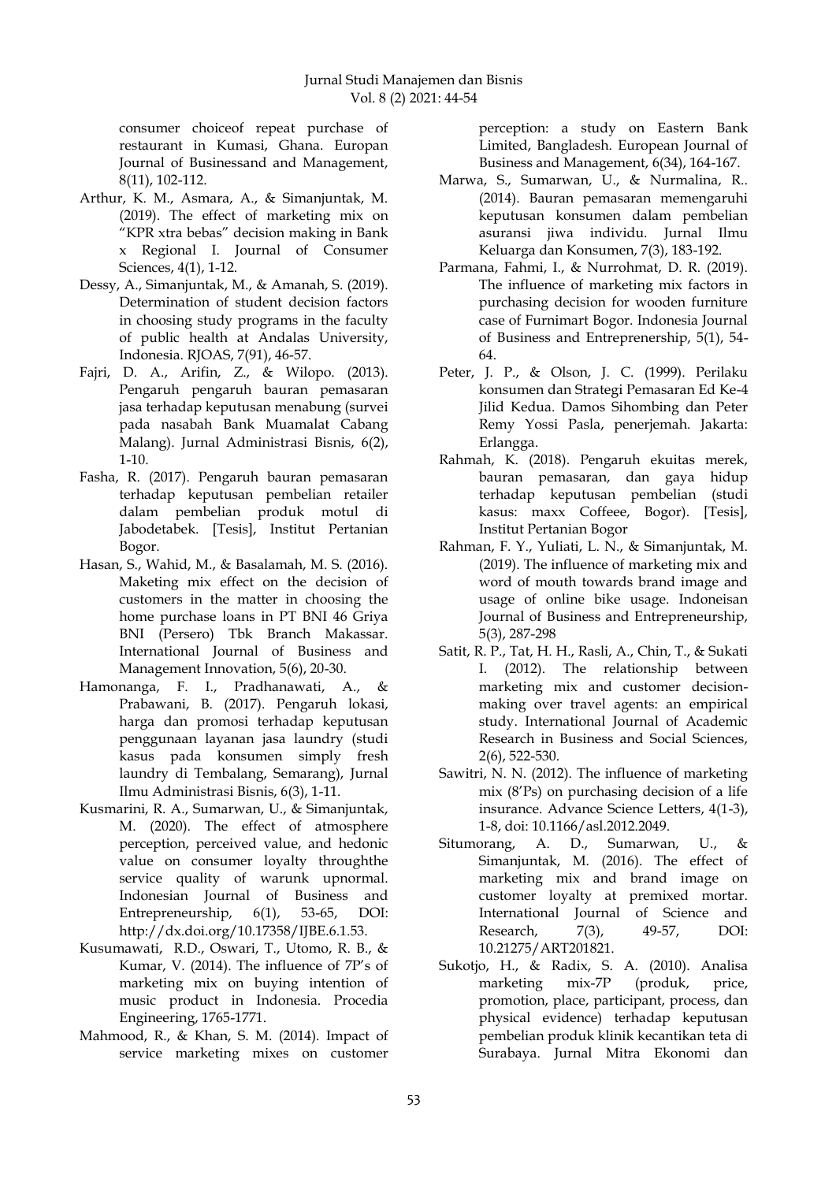consumer choiceof repeat purchase of restaurant in Kumasi, Ghana. Europan Journal of Businessand and Management, 8(11), 102-112.

Arthur, K. M., Asmara, A., & Simanjuntak, M. (2019). The effect of marketing mix on "KPR xtra bebas" decision making in Bank x Regional I. Journal of Consumer Sciences, 4(1), 1-12.

Dessy, A., Simanjuntak, M., & Amanah, S. (2019). Determination of student decision factors in choosing study programs in the faculty of public health at Andalas University, Indonesia. RJOAS, 7(91), 46-57.

Fajri, D. A., Arifin, Z., & Wilopo. (2013). Pengaruh pengaruh bauran pemasaran jasa terhadap keputusan menabung (survei pada nasabah Bank Muamalat Cabang Malang). Jurnal Administrasi Bisnis, 6(2), 1-10.

Fasha, R. (2017). Pengaruh bauran pemasaran terhadap keputusan pembelian retailer dalam pembelian produk motul di Jabodetabek. [Tesis], Institut Pertanian Bogor.

Hasan, S., Wahid, M., & Basalamah, M. S. (2016). Maketing mix effect on the decision of customers in the matter in choosing the home purchase loans in PT BNI 46 Griya BNI (Persero) Tbk Branch Makassar. International Journal of Business and Management Innovation, 5(6), 20-30.

Hamonanga, F. I., Pradhanawati, A., & Prabawani, B. (2017). Pengaruh lokasi, harga dan promosi terhadap keputusan penggunaan layanan jasa laundry (studi kasus pada konsumen simply fresh laundry di Tembalang, Semarang), Jurnal Ilmu Administrasi Bisnis, 6(3), 1-11.

Kusmarini, R. A., Sumarwan, U., & Simanjuntak, M. (2020). The effect of atmosphere perception, perceived value, and hedonic value on consumer loyalty throughthe service quality of warunk upnormal. Indonesian Journal of Business and Entrepreneurship, 6(1), 53-65, DOI: http://dx.doi.org/10.17358/IJBE.6.1.53.

Kusumawati, R.D., Oswari, T., Utomo, R. B., & Kumar, V. (2014). The influence of 7P's of marketing mix on buying intention of music product in Indonesia. Procedia Engineering, 1765-1771.

Mahmood, R., & Khan, S. M. (2014). Impact of service marketing mixes on customer perception: a study on Eastern Bank Limited, Bangladesh. European Journal of Business and Management, 6(34), 164-167.

Marwa, S., Sumarwan, U., & Nurmalina, R.. (2014). Bauran pemasaran memengaruhi keputusan konsumen dalam pembelian asuransi jiwa individu. Jurnal Ilmu Keluarga dan Konsumen, 7(3), 183-192.

Parmana, Fahmi, I., & Nurrohmat, D. R. (2019). The influence of marketing mix factors in purchasing decision for wooden furniture case of Furnimart Bogor. Indonesia Journal of Business and Entreprenership, 5(1), 54-64.

Peter, J. P., & Olson, J. C. (1999). Perilaku konsumen dan Strategi Pemasaran Ed Ke-4 Jilid Kedua. Damos Sihombing dan Peter Remy Yossi Pasla, penerjemah. Jakarta: Erlangga.

Rahmah, K. (2018). Pengaruh ekuitas merek, bauran pemasaran, dan gaya hidup terhadap keputusan pembelian (studi kasus: maxx Coffeee, Bogor). [Tesis], Institut Pertanian Bogor

Rahman, F. Y., Yuliati, L. N., & Simanjuntak, M. (2019). The influence of marketing mix and word of mouth towards brand image and usage of online bike usage. Indoneisan Journal of Business and Entrepreneurship, 5(3), 287-298

Satit, R. P., Tat, H. H., Rasli, A., Chin, T., & Sukati I. (2012). The relationship between marketing mix and customer decision-making over travel agents: an empirical study. International Journal of Academic Research in Business and Social Sciences, 2(6), 522-530.

Sawitri, N. N. (2012). The influence of marketing mix (8'Ps) on purchasing decision of a life insurance. Advance Science Letters, 4(1-3), 1-8, doi: 10.1166/asl.2012.2049.

Situmorang, A. D., Sumarwan, U., & Simanjuntak, M. (2016). The effect of marketing mix and brand image on customer loyalty at premixed mortar. International Journal of Science and Research, 7(3), 49-57, DOI: 10.21275/ART201821.

Sukotjo, H., & Radix, S. A. (2010). Analisa marketing mix-7P (produk, price, promotion, place, participant, process, dan physical evidence) terhadap keputusan pembelian produk klinik kecantikan teta di Surabaya. Jurnal Mitra Ekonomi dan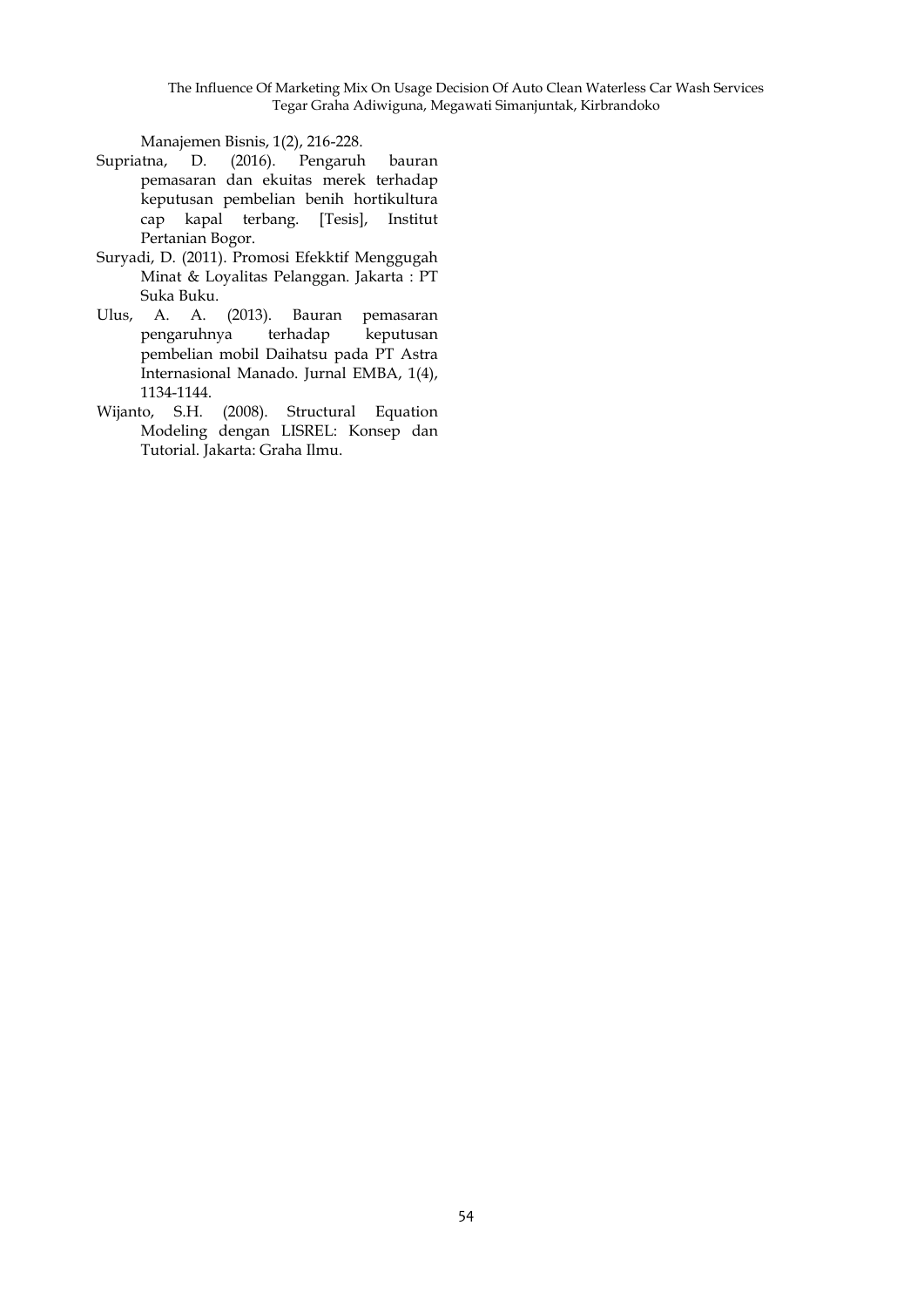Manajemen Bisnis, 1(2), 216-228.

Supriatna, D. (2016). Pengaruh bauran pemasaran dan ekuitas merek terhadap keputusan pembelian benih hortikultura cap kapal terbang. [Tesis], Institut Pertanian Bogor.

Suryadi, D. (2011). Promosi Efekktif Menggugah Minat & Loyalitas Pelanggan. Jakarta : PT Suka Buku.

Ulus, A. A. (2013). Bauran pemasaran pengaruhnya terhadap keputusan pembelian mobil Daihatsu pada PT Astra Internasional Manado. Jurnal EMBA, 1(4), 1134-1144.

Wijanto, S.H. (2008). Structural Equation Modeling dengan LISREL: Konsep dan Tutorial. Jakarta: Graha Ilmu.